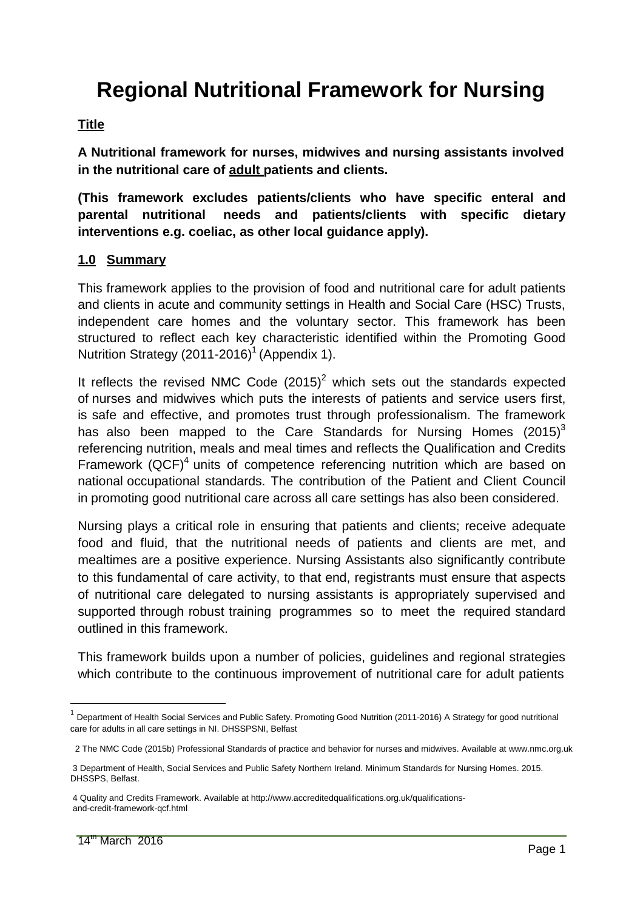# Regional Nutritional Framework for Nursing

**Title**

**A Nutritional framework for nurses, midwives and nursing assistants involved in the nutritional care of adult patients and clients.**

**(This framework excludes patients/clients who have specific enteral and parental nutritional needs and patients/clients with specific dietary interventions e.g. coeliac, as other local guidance apply).**

## 1.0 Summary

This framework applies to the provision of food and nutritional care for adult patients and clients in acute and community settings in Health and Social Care (HSC) Trusts, independent care homes and the voluntary sector. This framework has been structured to reflect each key characteristic identified within the Promoting Good Nutrition Strategy (2011-2016)[1] (Appendix 1).

It reflects the revised NMC Code (2015)[2] which sets out the standards expected of nurses and midwives which puts the interests of patients and service users first, is safe and effective, and promotes trust through professionalism. The framework has also been mapped to the Care Standards for Nursing Homes (2015)[3] referencing nutrition, meals and meal times and reflects the Qualification and Credits Framework (QCF)[4] units of competence referencing nutrition which are based on national occupational standards. The contribution of the Patient and Client Council in promoting good nutritional care across all care settings has also been considered.

Nursing plays a critical role in ensuring that patients and clients; receive adequate food and fluid, that the nutritional needs of patients and clients are met, and mealtimes are a positive experience. Nursing Assistants also significantly contribute to this fundamental of care activity, to that end, registrants must ensure that aspects of nutritional care delegated to nursing assistants is appropriately supervised and supported through robust training programmes so to meet the required standard outlined in this framework.

This framework builds upon a number of policies, guidelines and regional strategies which contribute to the continuous improvement of nutritional care for adult patients

---

[1] Department of Health Social Services and Public Safety. Promoting Good Nutrition (2011-2016) A Strategy for good nutritional care for adults in all care settings in NI. DHSSPSNI, Belfast

[2] The NMC Code (2015b) Professional Standards of practice and behavior for nurses and midwives. Available at www.nmc.org.uk

[3] Department of Health, Social Services and Public Safety Northern Ireland. Minimum Standards for Nursing Homes. 2015. DHSSPS, Belfast.

[4] Quality and Credits Framework. Available at http://www.accreditedqualifications.org.uk/qualifications-and-credit-framework-qcf.html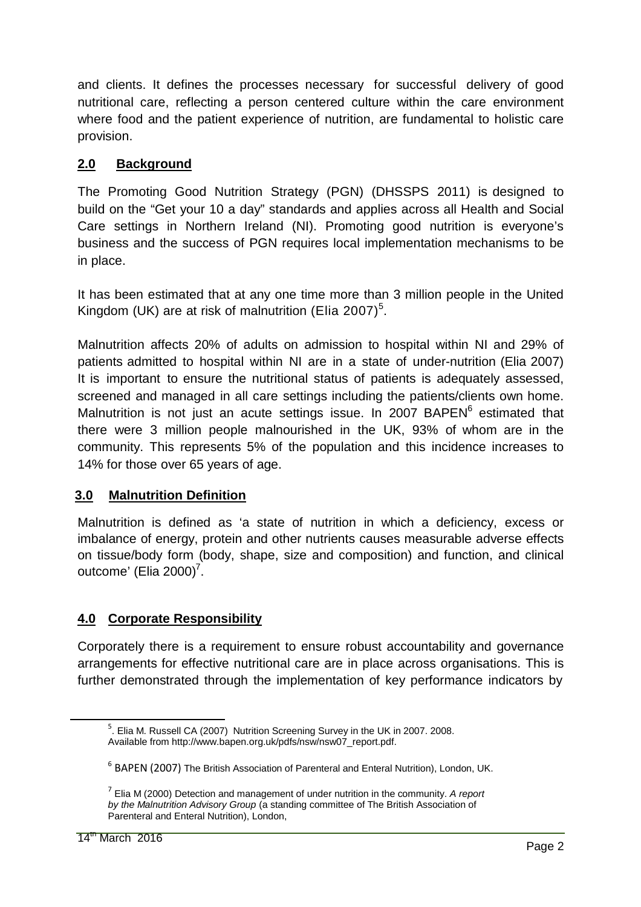and clients. It defines the processes necessary for successful delivery of good nutritional care, reflecting a person centered culture within the care environment where food and the patient experience of nutrition, are fundamental to holistic care provision.

## 2.0 Background

The Promoting Good Nutrition Strategy (PGN) (DHSSPS 2011) is designed to build on the "Get your 10 a day" standards and applies across all Health and Social Care settings in Northern Ireland (NI). Promoting good nutrition is everyone's business and the success of PGN requires local implementation mechanisms to be in place.

It has been estimated that at any one time more than 3 million people in the United Kingdom (UK) are at risk of malnutrition (Elia 2007)[5].

Malnutrition affects 20% of adults on admission to hospital within NI and 29% of patients admitted to hospital within NI are in a state of under-nutrition (Elia 2007) It is important to ensure the nutritional status of patients is adequately assessed, screened and managed in all care settings including the patients/clients own home. Malnutrition is not just an acute settings issue. In 2007 BAPEN[6] estimated that there were 3 million people malnourished in the UK, 93% of whom are in the community. This represents 5% of the population and this incidence increases to 14% for those over 65 years of age.

## 3.0 Malnutrition Definition

Malnutrition is defined as 'a state of nutrition in which a deficiency, excess or imbalance of energy, protein and other nutrients causes measurable adverse effects on tissue/body form (body, shape, size and composition) and function, and clinical outcome' (Elia 2000)[7].

## 4.0 Corporate Responsibility

Corporately there is a requirement to ensure robust accountability and governance arrangements for effective nutritional care are in place across organisations. This is further demonstrated through the implementation of key performance indicators by

---

[5]. Elia M. Russell CA (2007) Nutrition Screening Survey in the UK in 2007. 2008. Available from http://www.bapen.org.uk/pdfs/nsw/nsw07_report.pdf.

[6] BAPEN (2007) The British Association of Parenteral and Enteral Nutrition), London, UK.

[7] Elia M (2000) Detection and management of under nutrition in the community. *A report by the Malnutrition Advisory Group* (a standing committee of The British Association of Parenteral and Enteral Nutrition), London,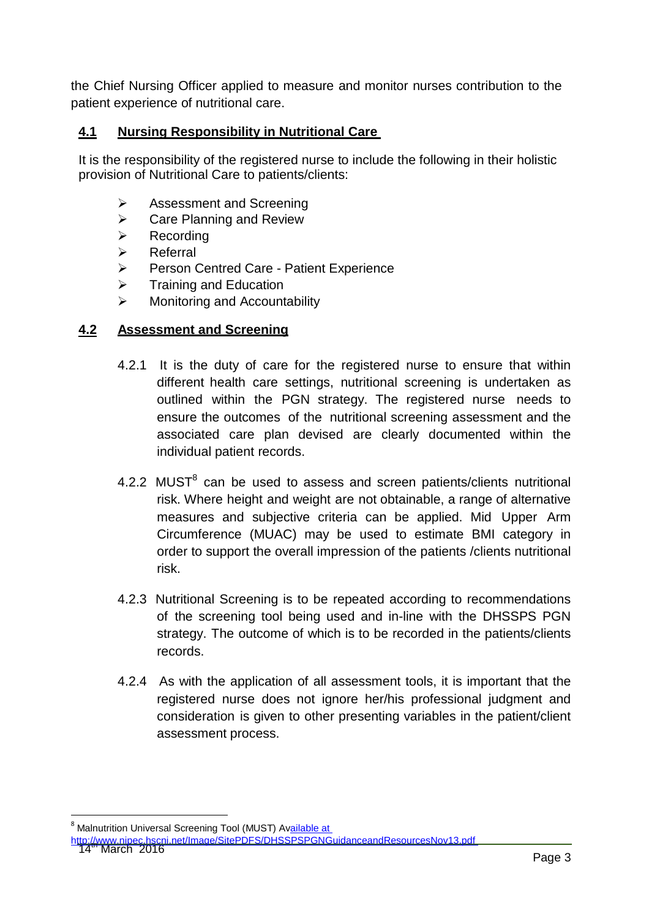the Chief Nursing Officer applied to measure and monitor nurses contribution to the patient experience of nutritional care.

## 4.1 Nursing Responsibility in Nutritional Care

It is the responsibility of the registered nurse to include the following in their holistic provision of Nutritional Care to patients/clients:

- Assessment and Screening
- Care Planning and Review
- Recording
- Referral
- Person Centred Care - Patient Experience
- Training and Education
- Monitoring and Accountability

## 4.2 Assessment and Screening

4.2.1 It is the duty of care for the registered nurse to ensure that within different health care settings, nutritional screening is undertaken as outlined within the PGN strategy. The registered nurse needs to ensure the outcomes of the nutritional screening assessment and the associated care plan devised are clearly documented within the individual patient records.

4.2.2 MUST[8] can be used to assess and screen patients/clients nutritional risk. Where height and weight are not obtainable, a range of alternative measures and subjective criteria can be applied. Mid Upper Arm Circumference (MUAC) may be used to estimate BMI category in order to support the overall impression of the patients /clients nutritional risk.

4.2.3 Nutritional Screening is to be repeated according to recommendations of the screening tool being used and in-line with the DHSSPS PGN strategy. The outcome of which is to be recorded in the patients/clients records.

4.2.4 As with the application of all assessment tools, it is important that the registered nurse does not ignore her/his professional judgment and consideration is given to other presenting variables in the patient/client assessment process.

---

[8] Malnutrition Universal Screening Tool (MUST) Available at http://www.nipec.hscni.net/Image/SitePDFS/DHSSPSPGNGuidanceandResourcesNov13.pdf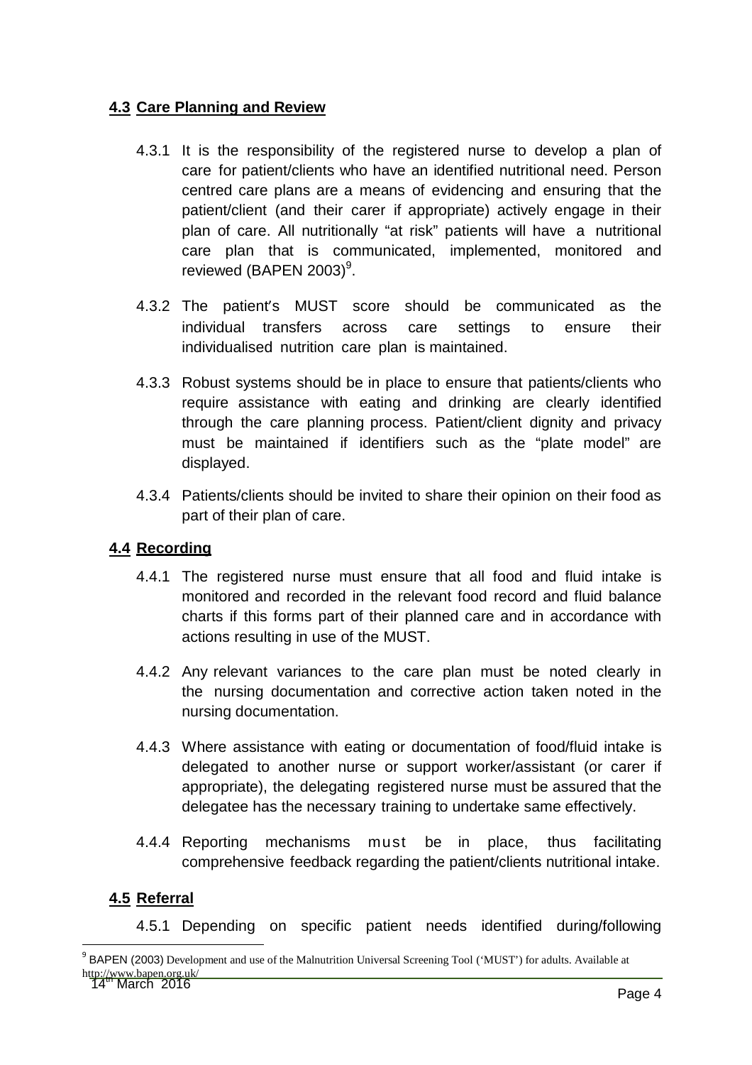## 4.3 Care Planning and Review

4.3.1 It is the responsibility of the registered nurse to develop a plan of care for patient/clients who have an identified nutritional need. Person centred care plans are a means of evidencing and ensuring that the patient/client (and their carer if appropriate) actively engage in their plan of care. All nutritionally "at risk" patients will have a nutritional care plan that is communicated, implemented, monitored and reviewed (BAPEN 2003)[9].

4.3.2 The patient's MUST score should be communicated as the individual transfers across care settings to ensure their individualised nutrition care plan is maintained.

4.3.3 Robust systems should be in place to ensure that patients/clients who require assistance with eating and drinking are clearly identified through the care planning process. Patient/client dignity and privacy must be maintained if identifiers such as the "plate model" are displayed.

4.3.4 Patients/clients should be invited to share their opinion on their food as part of their plan of care.

## 4.4 Recording

4.4.1 The registered nurse must ensure that all food and fluid intake is monitored and recorded in the relevant food record and fluid balance charts if this forms part of their planned care and in accordance with actions resulting in use of the MUST.

4.4.2 Any relevant variances to the care plan must be noted clearly in the nursing documentation and corrective action taken noted in the nursing documentation.

4.4.3 Where assistance with eating or documentation of food/fluid intake is delegated to another nurse or support worker/assistant (or carer if appropriate), the delegating registered nurse must be assured that the delegatee has the necessary training to undertake same effectively.

4.4.4 Reporting mechanisms must be in place, thus facilitating comprehensive feedback regarding the patient/clients nutritional intake.

## 4.5 Referral

4.5.1 Depending on specific patient needs identified during/following

---

[9] BAPEN (2003) Development and use of the Malnutrition Universal Screening Tool ('MUST') for adults. Available at http://www.bapen.org.uk/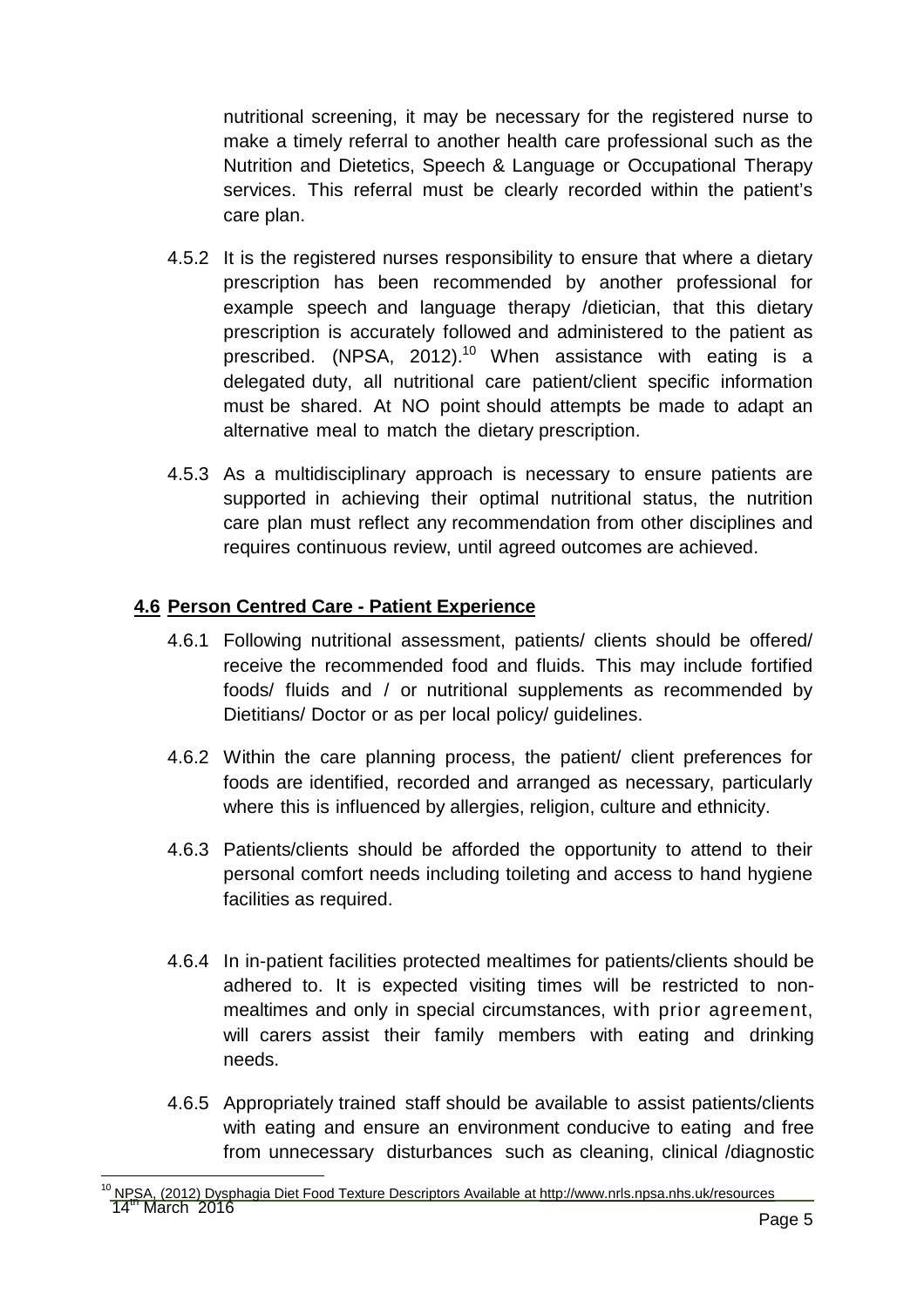nutritional screening, it may be necessary for the registered nurse to make a timely referral to another health care professional such as the Nutrition and Dietetics, Speech & Language or Occupational Therapy services. This referral must be clearly recorded within the patient's care plan.

4.5.2 It is the registered nurses responsibility to ensure that where a dietary prescription has been recommended by another professional for example speech and language therapy /dietician, that this dietary prescription is accurately followed and administered to the patient as prescribed. (NPSA, 2012).[10] When assistance with eating is a delegated duty, all nutritional care patient/client specific information must be shared. At NO point should attempts be made to adapt an alternative meal to match the dietary prescription.

4.5.3 As a multidisciplinary approach is necessary to ensure patients are supported in achieving their optimal nutritional status, the nutrition care plan must reflect any recommendation from other disciplines and requires continuous review, until agreed outcomes are achieved.

## 4.6 Person Centred Care - Patient Experience

4.6.1 Following nutritional assessment, patients/ clients should be offered/ receive the recommended food and fluids. This may include fortified foods/ fluids and / or nutritional supplements as recommended by Dietitians/ Doctor or as per local policy/ guidelines.

4.6.2 Within the care planning process, the patient/ client preferences for foods are identified, recorded and arranged as necessary, particularly where this is influenced by allergies, religion, culture and ethnicity.

4.6.3 Patients/clients should be afforded the opportunity to attend to their personal comfort needs including toileting and access to hand hygiene facilities as required.

4.6.4 In in-patient facilities protected mealtimes for patients/clients should be adhered to. It is expected visiting times will be restricted to non-mealtimes and only in special circumstances, with prior agreement, will carers assist their family members with eating and drinking needs.

4.6.5 Appropriately trained staff should be available to assist patients/clients with eating and ensure an environment conducive to eating and free from unnecessary disturbances such as cleaning, clinical /diagnostic

[10] NPSA, (2012) Dysphagia Diet Food Texture Descriptors Available at http://www.nrls.npsa.nhs.uk/resources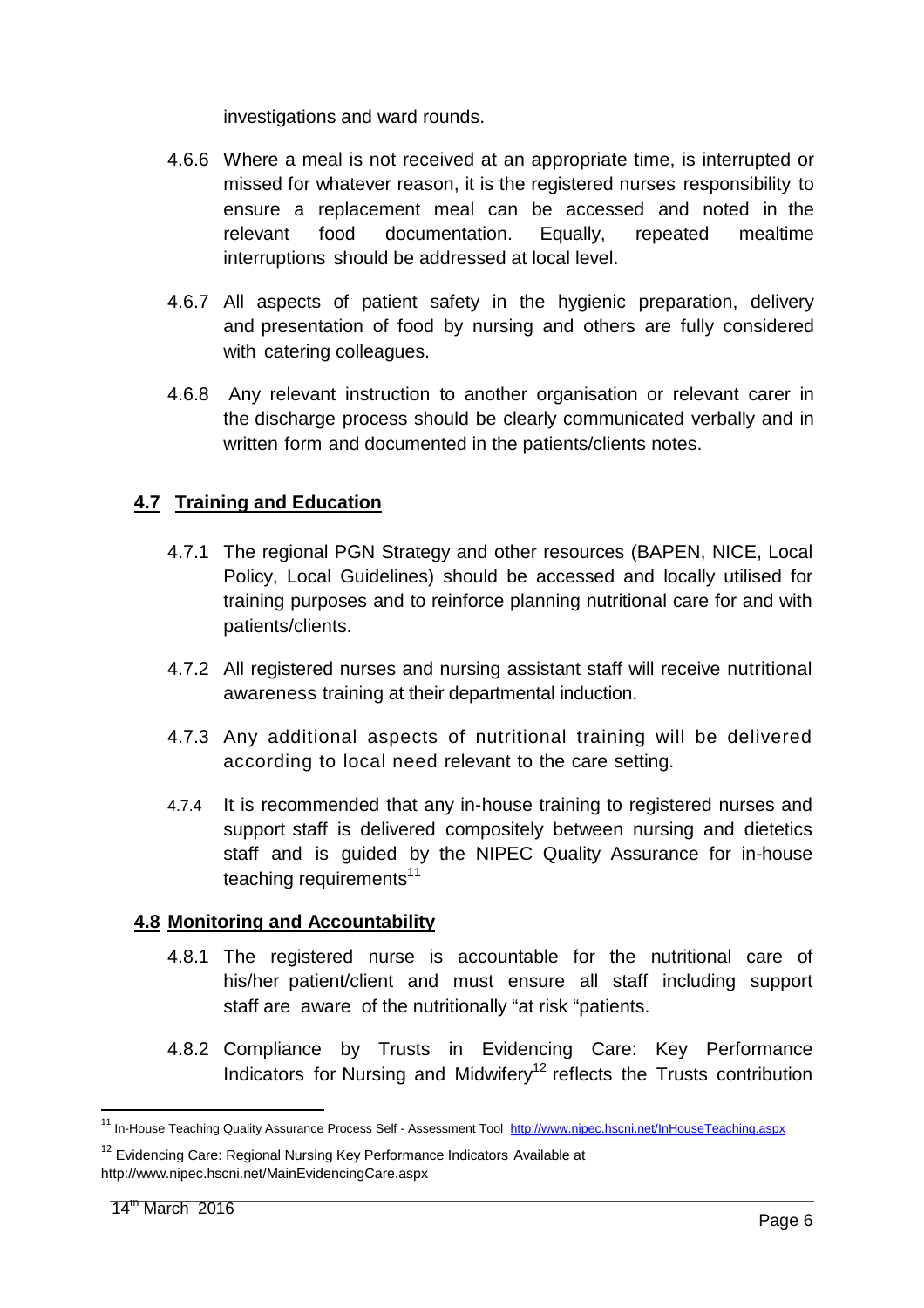investigations and ward rounds.

4.6.6 Where a meal is not received at an appropriate time, is interrupted or missed for whatever reason, it is the registered nurses responsibility to ensure a replacement meal can be accessed and noted in the relevant food documentation. Equally, repeated mealtime interruptions should be addressed at local level.

4.6.7 All aspects of patient safety in the hygienic preparation, delivery and presentation of food by nursing and others are fully considered with catering colleagues.

4.6.8 Any relevant instruction to another organisation or relevant carer in the discharge process should be clearly communicated verbally and in written form and documented in the patients/clients notes.

## 4.7 Training and Education

4.7.1 The regional PGN Strategy and other resources (BAPEN, NICE, Local Policy, Local Guidelines) should be accessed and locally utilised for training purposes and to reinforce planning nutritional care for and with patients/clients.

4.7.2 All registered nurses and nursing assistant staff will receive nutritional awareness training at their departmental induction.

4.7.3 Any additional aspects of nutritional training will be delivered according to local need relevant to the care setting.

4.7.4 It is recommended that any in-house training to registered nurses and support staff is delivered compositely between nursing and dietetics staff and is guided by the NIPEC Quality Assurance for in-house teaching requirements[11]

## 4.8 Monitoring and Accountability

4.8.1 The registered nurse is accountable for the nutritional care of his/her patient/client and must ensure all staff including support staff are aware of the nutritionally "at risk "patients.

4.8.2 Compliance by Trusts in Evidencing Care: Key Performance Indicators for Nursing and Midwifery[12] reflects the Trusts contribution

---

[11] In-House Teaching Quality Assurance Process Self - Assessment Tool http://www.nipec.hscni.net/InHouseTeaching.aspx

[12] Evidencing Care: Regional Nursing Key Performance Indicators Available at http://www.nipec.hscni.net/MainEvidencingCare.aspx

14th March 2016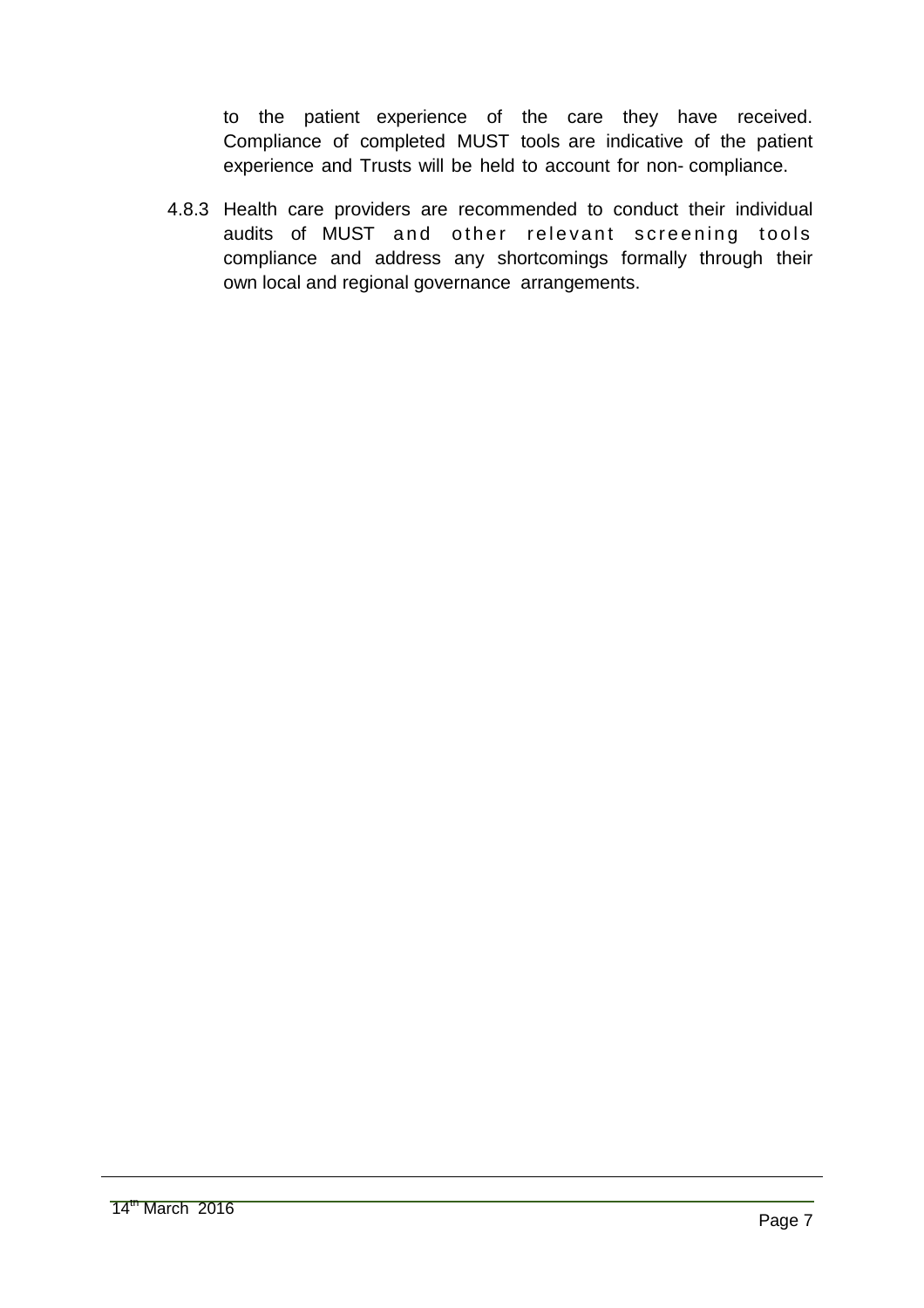to the patient experience of the care they have received. Compliance of completed MUST tools are indicative of the patient experience and Trusts will be held to account for non- compliance.

4.8.3 Health care providers are recommended to conduct their individual audits of MUST and other relevant screening tools compliance and address any shortcomings formally through their own local and regional governance arrangements.